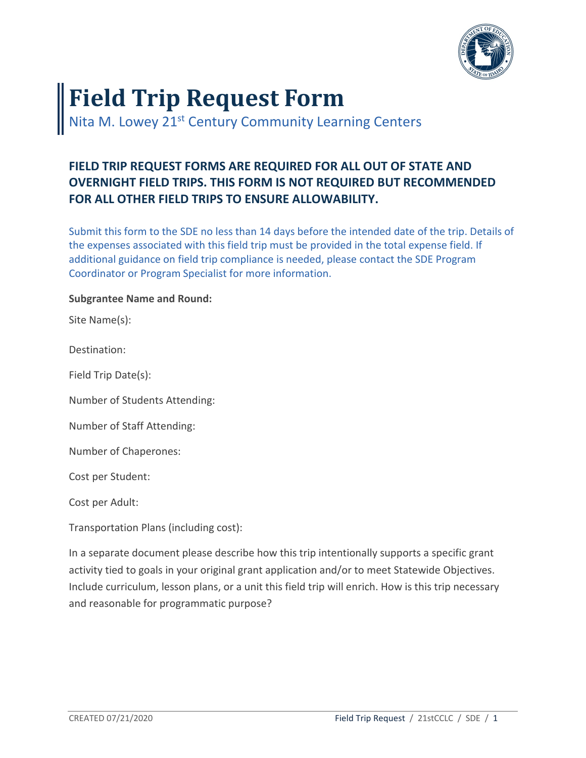# Field Trip Request Form

Nita M. Lowey 21st Century Community Learning Centers

**FIELD TRIP REQUEST FORMS ARE REQUIRED FOR ALL OUT OF STATE AND OVERNIGHT FIELD TRIPS. THIS FORM IS NOT REQUIRED BUT RECOMMENDED FOR ALL OTHER FIELD TRIPS TO ENSURE ALLOWABILITY.**

Submit this form to the SDE no less than 14 days before the intended date of the trip. Details of the expenses associated with this field trip must be provided in the total expense field. If additional guidance on field trip compliance is needed, please contact the SDE Program Coordinator or Program Specialist for more information.

**Subgrantee Name and Round:**

Site Name(s):

Destination:

Field Trip Date(s):

Number of Students Attending:

Number of Staff Attending:

Number of Chaperones:

Cost per Student:

Cost per Adult:

Transportation Plans (including cost):

In a separate document please describe how this trip intentionally supports a specific grant activity tied to goals in your original grant application and/or to meet Statewide Objectives. Include curriculum, lesson plans, or a unit this field trip will enrich. How is this trip necessary and reasonable for programmatic purpose?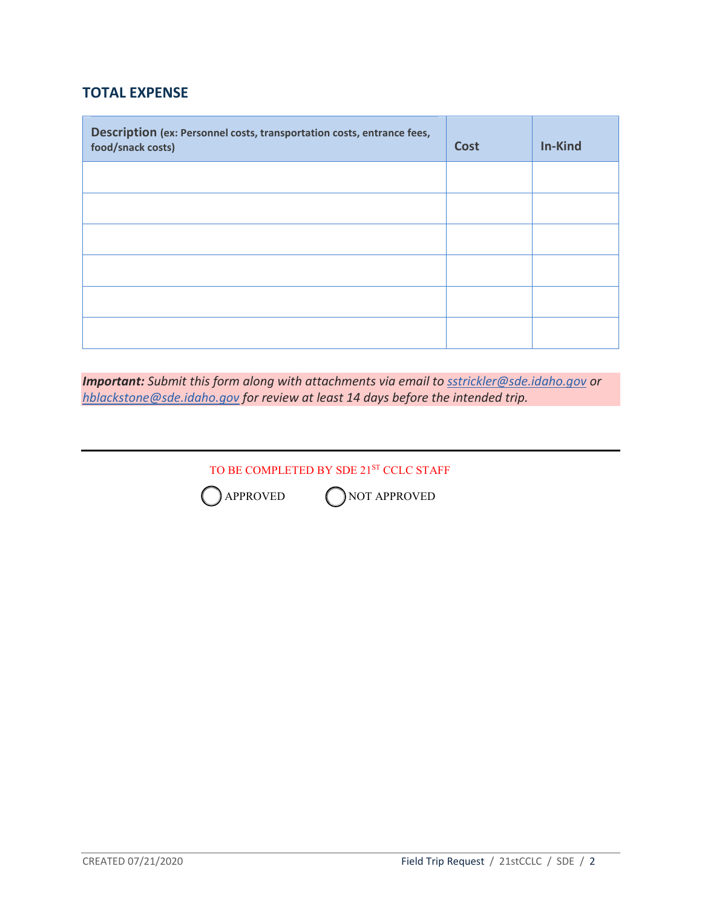## TOTAL EXPENSE

| **Description** (ex: Personnel costs, transportation costs, entrance fees, food/snack costs) | **Cost** | **In-Kind** |
|---|---|---|
| | | |
| | | |
| | | |
| | | |
| | | |
| | | |

***Important:*** *Submit this form along with attachments via email to sstrickler@sde.idaho.gov or hblackstone@sde.idaho.gov for review at least 14 days before the intended trip.*

---

TO BE COMPLETED BY SDE 21ST CCLC STAFF

◯ APPROVED ◯ NOT APPROVED